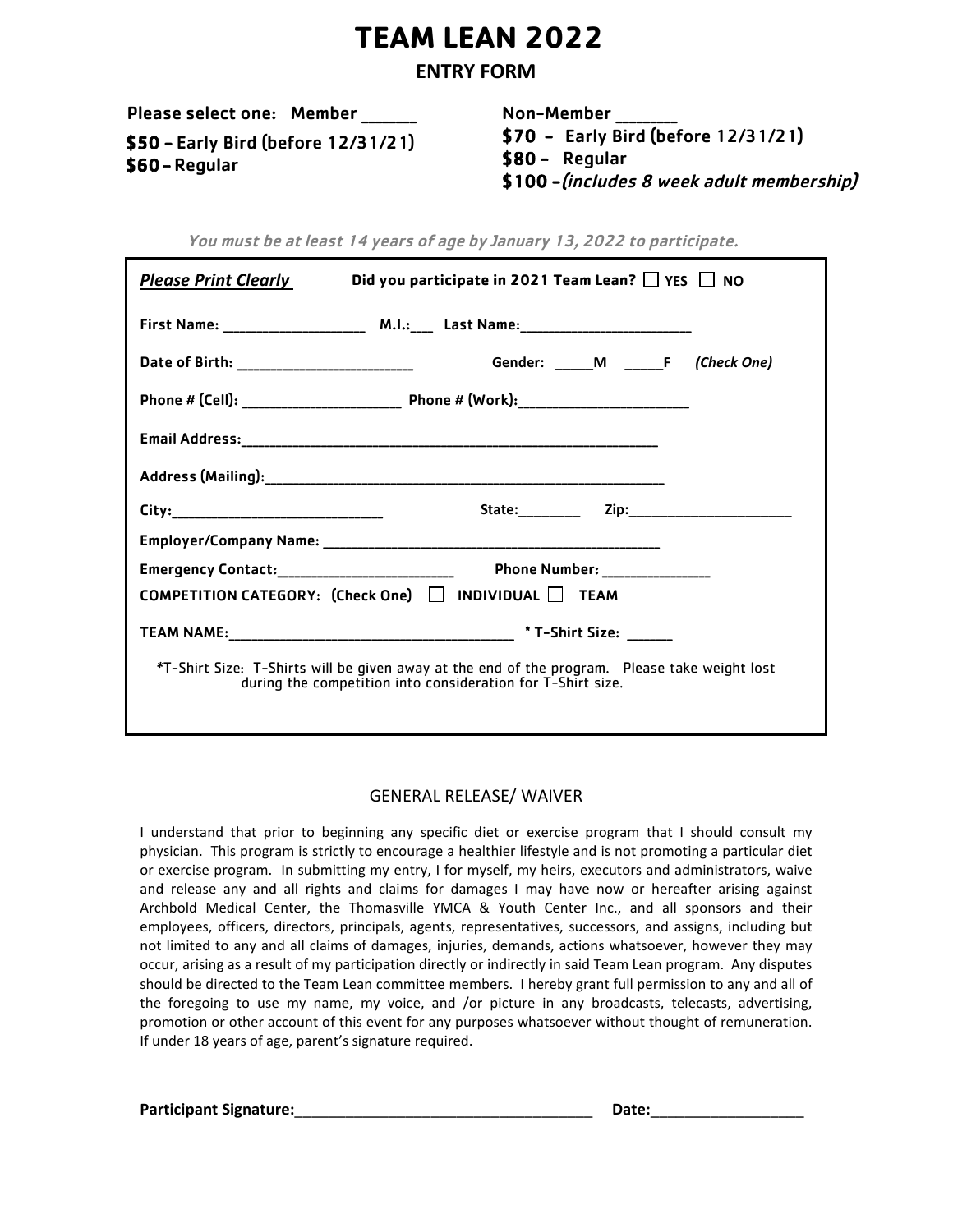# TEAM LEAN 2022

## ENTRY FORM

**Please select one: Member ______**

**$50 - Early Bird (before 12/31/21)**
**$60 - Regular**

**Non-Member _______**

**$70 - Early Bird (before 12/31/21)**
**$80 - Regular**
**$100 -*(includes 8 week adult membership)***

*You must be at least 14 years of age by January 13, 2022 to participate.*

***Please Print Clearly*** **Did you participate in 2021 Team Lean?** ☐ **YES** ☐ **NO**

**First Name:** ___________________ **M.I.:**___ **Last Name:**_______________________

**Date of Birth:** ________________________ **Gender:** _____**M** _____**F** ***(Check One)***

**Phone # (Cell):** _____________________ **Phone # (Work):**_______________________

**Email Address:**_________________________________________________________

**Address (Mailing):**______________________________________________________

**City:**____________________________ **State:**________ **Zip:**______________________

**Employer/Company Name:** _______________________________________________

**Emergency Contact:**________________________ **Phone Number:** _______________

**COMPETITION CATEGORY: (Check One)** ☐ **INDIVIDUAL** ☐ **TEAM**

**TEAM NAME:**______________________________________ **\* T-Shirt Size:** ______

*T-Shirt Size: T-Shirts will be given away at the end of the program. Please take weight lost during the competition into consideration for T-Shirt size.

## GENERAL RELEASE/ WAIVER

I understand that prior to beginning any specific diet or exercise program that I should consult my physician. This program is strictly to encourage a healthier lifestyle and is not promoting a particular diet or exercise program. In submitting my entry, I for myself, my heirs, executors and administrators, waive and release any and all rights and claims for damages I may have now or hereafter arising against Archbold Medical Center, the Thomasville YMCA & Youth Center Inc., and all sponsors and their employees, officers, directors, principals, agents, representatives, successors, and assigns, including but not limited to any and all claims of damages, injuries, demands, actions whatsoever, however they may occur, arising as a result of my participation directly or indirectly in said Team Lean program. Any disputes should be directed to the Team Lean committee members. I hereby grant full permission to any and all of the foregoing to use my name, my voice, and /or picture in any broadcasts, telecasts, advertising, promotion or other account of this event for any purposes whatsoever without thought of remuneration. If under 18 years of age, parent's signature required.

**Participant Signature:**____________________________________ **Date:**__________________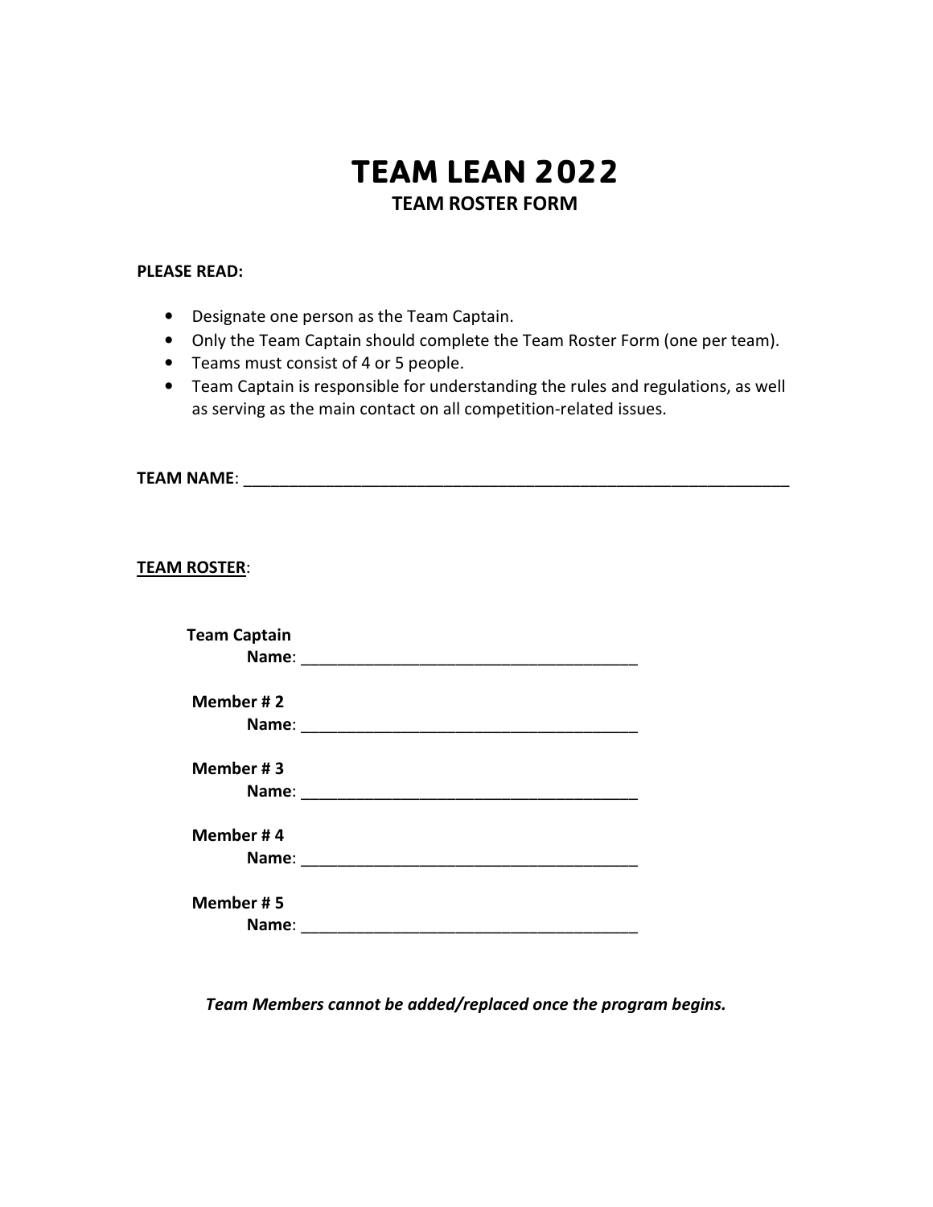# TEAM LEAN 2022

## TEAM ROSTER FORM

**PLEASE READ:**

- Designate one person as the Team Captain.
- Only the Team Captain should complete the Team Roster Form (one per team).
- Teams must consist of 4 or 5 people.
- Team Captain is responsible for understanding the rules and regulations, as well as serving as the main contact on all competition-related issues.

**TEAM NAME**: ______________________________________________________________

**TEAM ROSTER**:

**Team Captain**
**Name**: ______________________________________

**Member # 2**
**Name**: ______________________________________

**Member # 3**
**Name**: ______________________________________

**Member # 4**
**Name**: ______________________________________

**Member # 5**
**Name**: ______________________________________

***Team Members cannot be added/replaced once the program begins.***